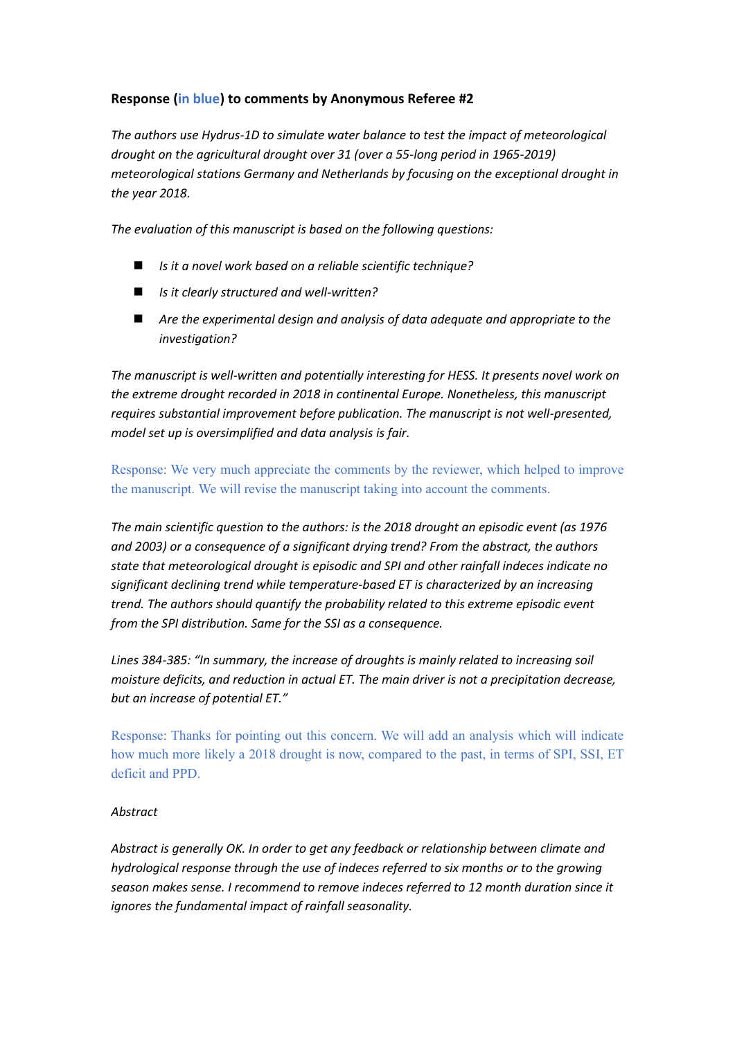**Response (in blue) to comments by Anonymous Referee #2**

*The authors use Hydrus-1D to simulate water balance to test the impact of meteorological drought on the agricultural drought over 31 (over a 55-long period in 1965-2019) meteorological stations Germany and Netherlands by focusing on the exceptional drought in the year 2018.*

*The evaluation of this manuscript is based on the following questions:*

- *Is it a novel work based on a reliable scientific technique?*
- *Is it clearly structured and well-written?*
- *Are the experimental design and analysis of data adequate and appropriate to the investigation?*

*The manuscript is well-written and potentially interesting for HESS. It presents novel work on the extreme drought recorded in 2018 in continental Europe. Nonetheless, this manuscript requires substantial improvement before publication. The manuscript is not well-presented, model set up is oversimplified and data analysis is fair.*

Response: We very much appreciate the comments by the reviewer, which helped to improve the manuscript. We will revise the manuscript taking into account the comments.

*The main scientific question to the authors: is the 2018 drought an episodic event (as 1976 and 2003) or a consequence of a significant drying trend? From the abstract, the authors state that meteorological drought is episodic and SPI and other rainfall indeces indicate no significant declining trend while temperature-based ET is characterized by an increasing trend. The authors should quantify the probability related to this extreme episodic event from the SPI distribution. Same for the SSI as a consequence.*

*Lines 384-385: "In summary, the increase of droughts is mainly related to increasing soil moisture deficits, and reduction in actual ET. The main driver is not a precipitation decrease, but an increase of potential ET."*

Response: Thanks for pointing out this concern. We will add an analysis which will indicate how much more likely a 2018 drought is now, compared to the past, in terms of SPI, SSI, ET deficit and PPD.

*Abstract*

*Abstract is generally OK. In order to get any feedback or relationship between climate and hydrological response through the use of indeces referred to six months or to the growing season makes sense. I recommend to remove indeces referred to 12 month duration since it ignores the fundamental impact of rainfall seasonality.*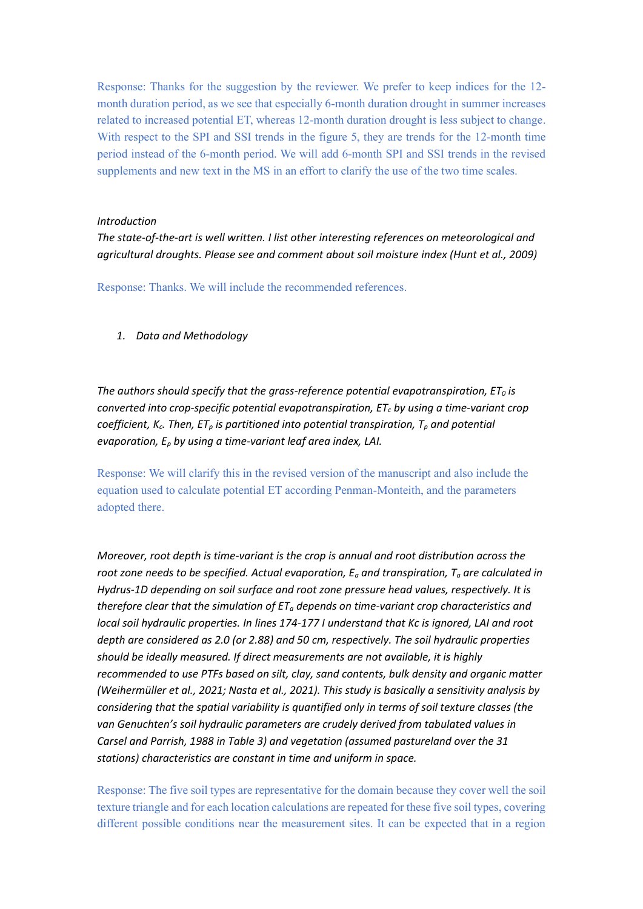Response: Thanks for the suggestion by the reviewer. We prefer to keep indices for the 12-month duration period, as we see that especially 6-month duration drought in summer increases related to increased potential ET, whereas 12-month duration drought is less subject to change. With respect to the SPI and SSI trends in the figure 5, they are trends for the 12-month time period instead of the 6-month period. We will add 6-month SPI and SSI trends in the revised supplements and new text in the MS in an effort to clarify the use of the two time scales.

*Introduction*

*The state-of-the-art is well written. I list other interesting references on meteorological and agricultural droughts. Please see and comment about soil moisture index (Hunt et al., 2009)*

Response: Thanks. We will include the recommended references.

1. *Data and Methodology*

*The authors should specify that the grass-reference potential evapotranspiration, $ET_0$ is converted into crop-specific potential evapotranspiration, $ET_c$ by using a time-variant crop coefficient, $K_c$. Then, $ET_p$ is partitioned into potential transpiration, $T_p$ and potential evaporation, $E_p$ by using a time-variant leaf area index, LAI.*

Response: We will clarify this in the revised version of the manuscript and also include the equation used to calculate potential ET according Penman-Monteith, and the parameters adopted there.

*Moreover, root depth is time-variant is the crop is annual and root distribution across the root zone needs to be specified. Actual evaporation, $E_a$ and transpiration, $T_a$ are calculated in Hydrus-1D depending on soil surface and root zone pressure head values, respectively. It is therefore clear that the simulation of $ET_a$ depends on time-variant crop characteristics and local soil hydraulic properties. In lines 174-177 I understand that Kc is ignored, LAI and root depth are considered as 2.0 (or 2.88) and 50 cm, respectively. The soil hydraulic properties should be ideally measured. If direct measurements are not available, it is highly recommended to use PTFs based on silt, clay, sand contents, bulk density and organic matter (Weihermüller et al., 2021; Nasta et al., 2021). This study is basically a sensitivity analysis by considering that the spatial variability is quantified only in terms of soil texture classes (the van Genuchten's soil hydraulic parameters are crudely derived from tabulated values in Carsel and Parrish, 1988 in Table 3) and vegetation (assumed pastureland over the 31 stations) characteristics are constant in time and uniform in space.*

Response: The five soil types are representative for the domain because they cover well the soil texture triangle and for each location calculations are repeated for these five soil types, covering different possible conditions near the measurement sites. It can be expected that in a region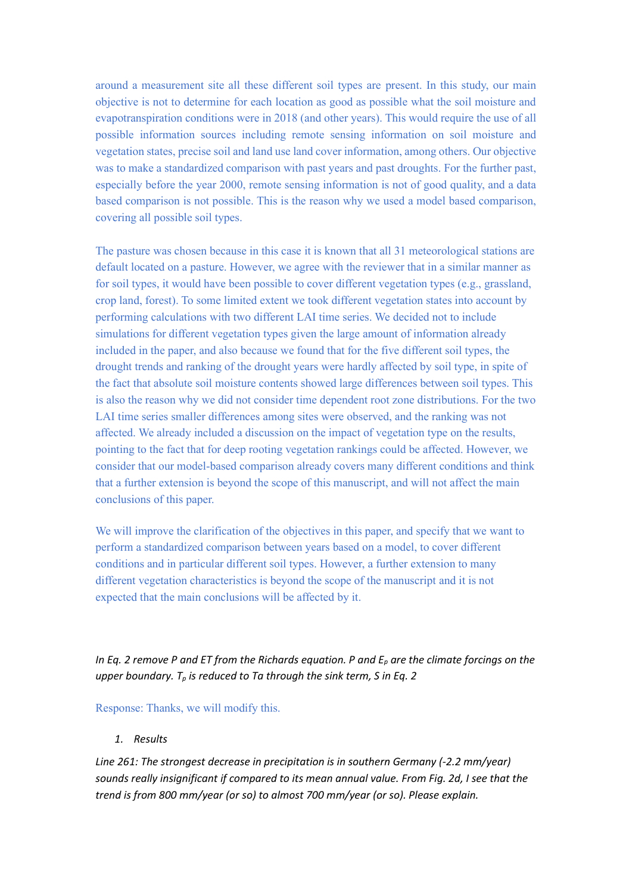around a measurement site all these different soil types are present. In this study, our main objective is not to determine for each location as good as possible what the soil moisture and evapotranspiration conditions were in 2018 (and other years). This would require the use of all possible information sources including remote sensing information on soil moisture and vegetation states, precise soil and land use land cover information, among others. Our objective was to make a standardized comparison with past years and past droughts. For the further past, especially before the year 2000, remote sensing information is not of good quality, and a data based comparison is not possible. This is the reason why we used a model based comparison, covering all possible soil types.

The pasture was chosen because in this case it is known that all 31 meteorological stations are default located on a pasture. However, we agree with the reviewer that in a similar manner as for soil types, it would have been possible to cover different vegetation types (e.g., grassland, crop land, forest). To some limited extent we took different vegetation states into account by performing calculations with two different LAI time series. We decided not to include simulations for different vegetation types given the large amount of information already included in the paper, and also because we found that for the five different soil types, the drought trends and ranking of the drought years were hardly affected by soil type, in spite of the fact that absolute soil moisture contents showed large differences between soil types. This is also the reason why we did not consider time dependent root zone distributions. For the two LAI time series smaller differences among sites were observed, and the ranking was not affected. We already included a discussion on the impact of vegetation type on the results, pointing to the fact that for deep rooting vegetation rankings could be affected. However, we consider that our model-based comparison already covers many different conditions and think that a further extension is beyond the scope of this manuscript, and will not affect the main conclusions of this paper.

We will improve the clarification of the objectives in this paper, and specify that we want to perform a standardized comparison between years based on a model, to cover different conditions and in particular different soil types. However, a further extension to many different vegetation characteristics is beyond the scope of the manuscript and it is not expected that the main conclusions will be affected by it.

*In Eq. 2 remove P and ET from the Richards equation. P and $E_p$ are the climate forcings on the upper boundary. $T_p$ is reduced to Ta through the sink term, S in Eq. 2*

Response: Thanks, we will modify this.

1. *Results*

*Line 261: The strongest decrease in precipitation is in southern Germany (-2.2 mm/year) sounds really insignificant if compared to its mean annual value. From Fig. 2d, I see that the trend is from 800 mm/year (or so) to almost 700 mm/year (or so). Please explain.*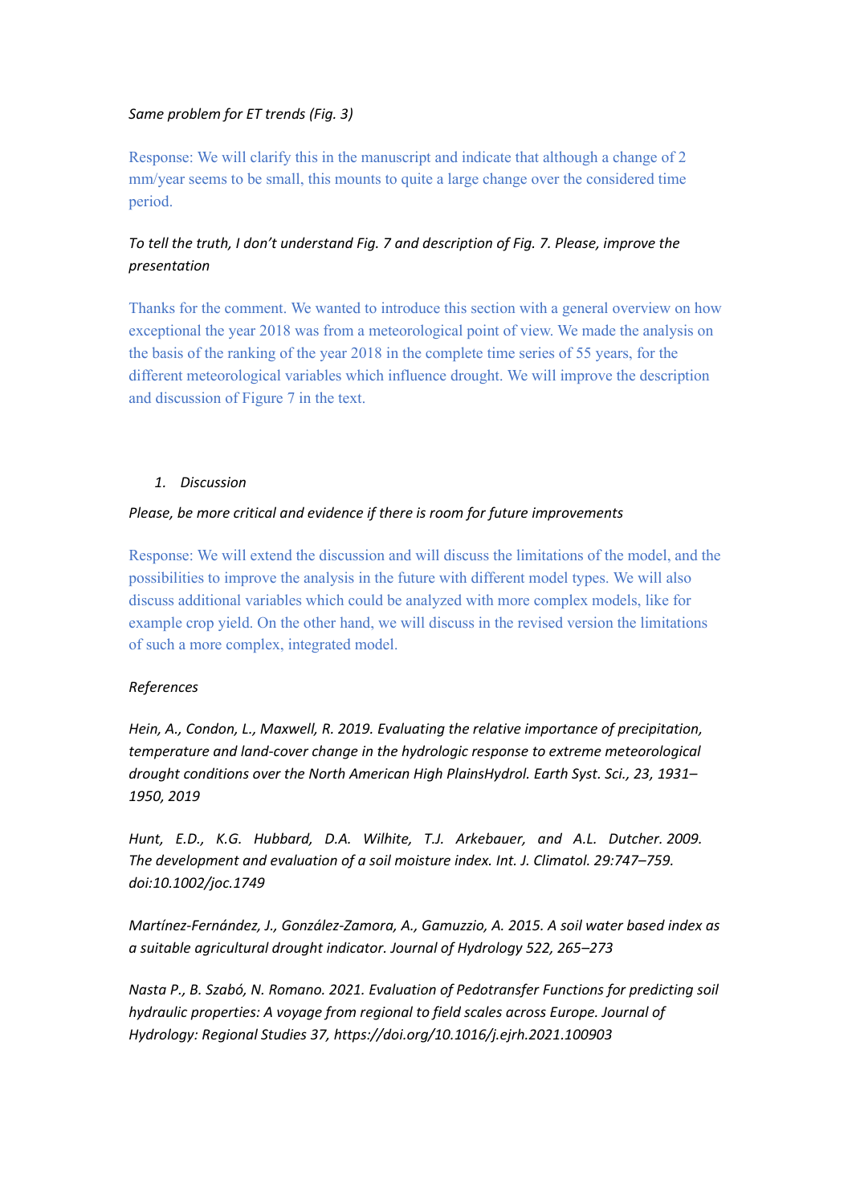*Same problem for ET trends (Fig. 3)*

Response: We will clarify this in the manuscript and indicate that although a change of 2 mm/year seems to be small, this mounts to quite a large change over the considered time period.

*To tell the truth, I don't understand Fig. 7 and description of Fig. 7. Please, improve the presentation*

Thanks for the comment. We wanted to introduce this section with a general overview on how exceptional the year 2018 was from a meteorological point of view. We made the analysis on the basis of the ranking of the year 2018 in the complete time series of 55 years, for the different meteorological variables which influence drought. We will improve the description and discussion of Figure 7 in the text.

1. *Discussion*

*Please, be more critical and evidence if there is room for future improvements*

Response: We will extend the discussion and will discuss the limitations of the model, and the possibilities to improve the analysis in the future with different model types. We will also discuss additional variables which could be analyzed with more complex models, like for example crop yield. On the other hand, we will discuss in the revised version the limitations of such a more complex, integrated model.

*References*

*Hein, A., Condon, L., Maxwell, R. 2019. Evaluating the relative importance of precipitation, temperature and land-cover change in the hydrologic response to extreme meteorological drought conditions over the North American High PlainsHydrol. Earth Syst. Sci., 23, 1931–1950, 2019*

*Hunt, E.D., K.G. Hubbard, D.A. Wilhite, T.J. Arkebauer, and A.L. Dutcher. 2009. The development and evaluation of a soil moisture index. Int. J. Climatol. 29:747–759. doi:10.1002/joc.1749*

*Martínez-Fernández, J., González-Zamora, A., Gamuzzio, A. 2015. A soil water based index as a suitable agricultural drought indicator. Journal of Hydrology 522, 265–273*

*Nasta P., B. Szabó, N. Romano. 2021. Evaluation of Pedotransfer Functions for predicting soil hydraulic properties: A voyage from regional to field scales across Europe. Journal of Hydrology: Regional Studies 37, https://doi.org/10.1016/j.ejrh.2021.100903*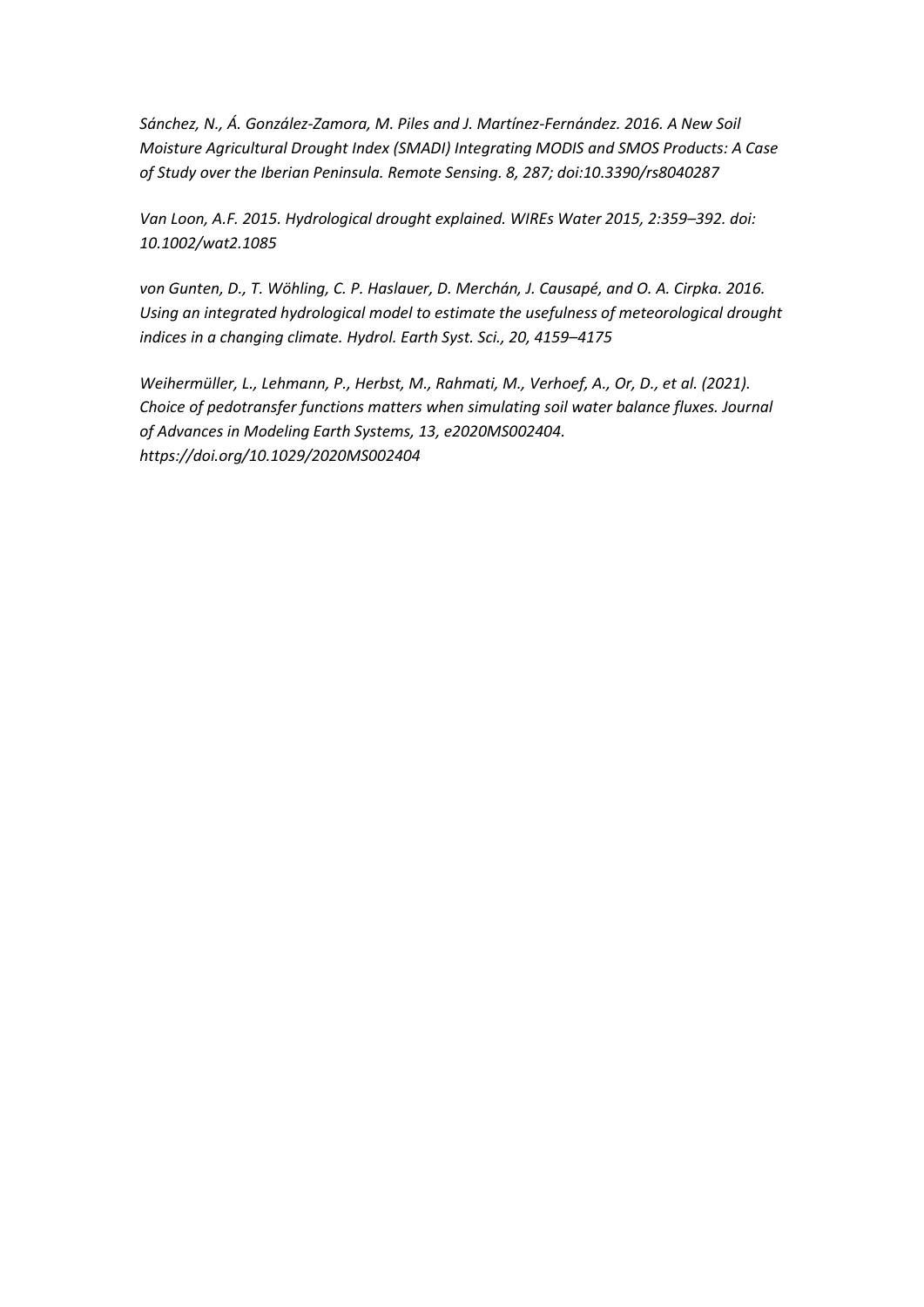*Sánchez, N., Á. González-Zamora, M. Piles and J. Martínez-Fernández. 2016. A New Soil Moisture Agricultural Drought Index (SMADI) Integrating MODIS and SMOS Products: A Case of Study over the Iberian Peninsula. Remote Sensing. 8, 287; doi:10.3390/rs8040287*

*Van Loon, A.F. 2015. Hydrological drought explained. WIREs Water 2015, 2:359–392. doi: 10.1002/wat2.1085*

*von Gunten, D., T. Wöhling, C. P. Haslauer, D. Merchán, J. Causapé, and O. A. Cirpka. 2016. Using an integrated hydrological model to estimate the usefulness of meteorological drought indices in a changing climate. Hydrol. Earth Syst. Sci., 20, 4159–4175*

*Weihermüller, L., Lehmann, P., Herbst, M., Rahmati, M., Verhoef, A., Or, D., et al. (2021). Choice of pedotransfer functions matters when simulating soil water balance fluxes. Journal of Advances in Modeling Earth Systems, 13, e2020MS002404. https://doi.org/10.1029/2020MS002404*